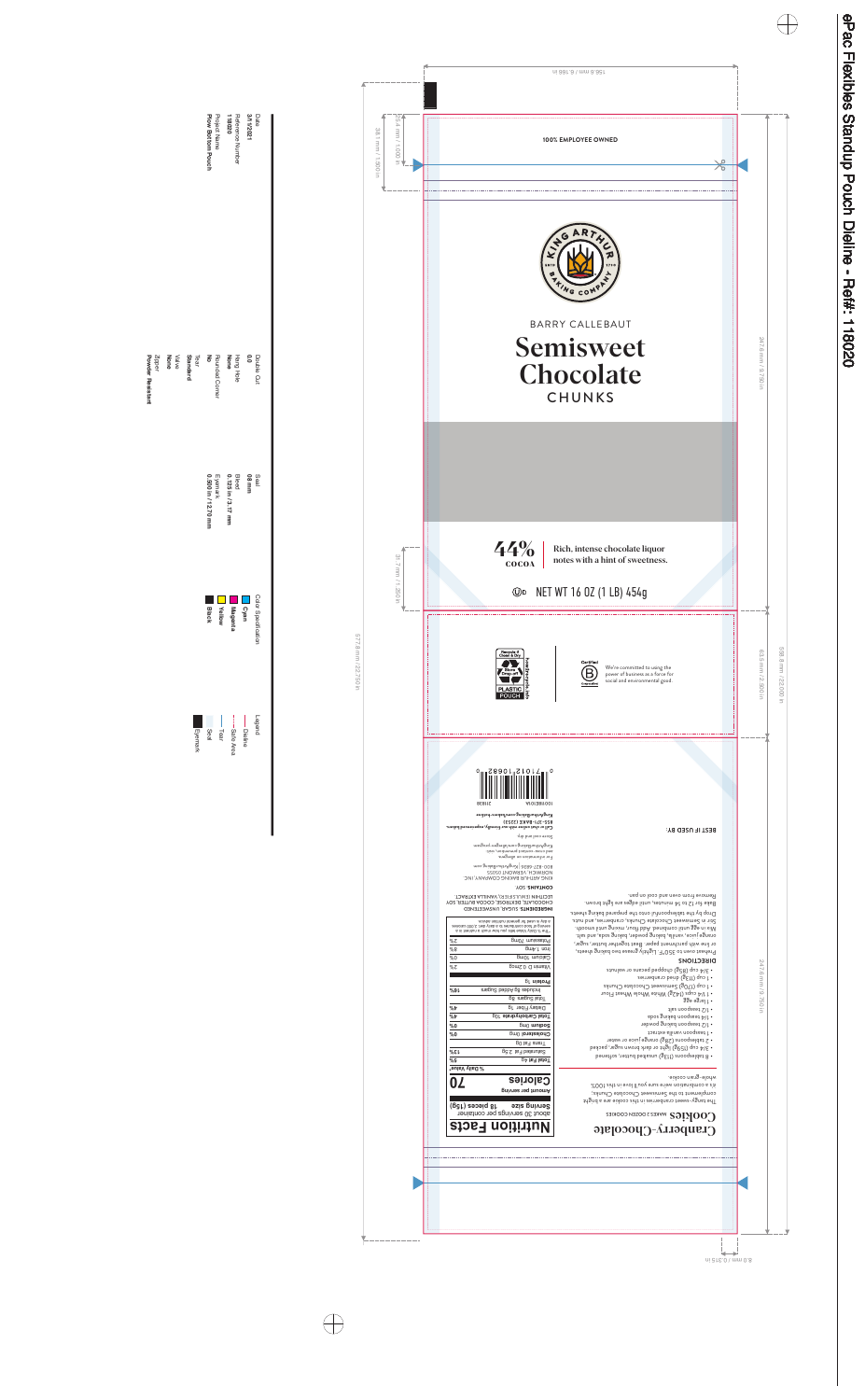# ePac Flexibles Standup Pouch Dieline - Ref#: 118020

Date
3/1/2021

Reference Number
118020

Project Name
Plow Bottom Pouch

Double Cut
0.0

Hang Hole
None

Rounded Corner
No

Tear
Standard

Valve
None

Zipper
Powder Resistant

Seal
08 mm

Bleed
0.125 in / 3.17 mm

Eyemark
0.500 in / 12.70 mm

Color Specification
Cyan
Magenta
Yellow
Black

Legend
Dieline
Safe Area
Tear
Seal
Eyemark

157.2 mm / 6.188 in

38.1 mm / 1.500 in

25.4 mm / 1.000 in

31.7 mm / 1.250 in

247.6 mm / 9.750 in

63.5 mm / 2.500 in

558.8 mm / 22.000 in

247.6 mm / 9.750 in

578.0 mm / 22.750 in

8.0 mm / 0.315 in

100% EMPLOYEE OWNED

KING ARTHUR BAKING COMPANY — EST. 1790

BARRY CALLEBAUT

## Semisweet Chocolate
CHUNKS

44% COCOA | Rich, intense chocolate liquor notes with a hint of sweetness.

NET WT 16 OZ (1 LB) 454g

Recycle if Clean & Dry — Store Drop-off — PLASTIC POUCH — how2recycle.info

Certified B Corporation — We're committed to using the power of business as a force for social and environmental good.

BEST IF USED BY:

## Cranberry-Chocolate Cookies
MAKES 2 DOZEN COOKIES

The tangy-sweet cranberries in this cookie are a bright complement to the Semisweet Chocolate Chunks; it's a combination were sure you'll love in this 100% whole-grain cookie.

- 8 tablespoons (113g) unsalted butter, softened
- 3/4 cup (159g) light or dark brown sugar, packed
- 2 tablespoons (28g) orange juice or water
- 1 teaspoon vanilla extract
- 1/2 teaspoon baking powder
- 1/4 teaspoon baking soda
- 1/2 teaspoon salt
- 1 large egg
- 1 1/4 cups (142g) White Whole Wheat Flour
- 1 cup (170g) Semisweet Chocolate Chunks
- 1 cup (113g) dried cranberries
- 3/4 cup (85g) chopped pecans or walnuts

**DIRECTIONS**

Preheat oven to 350°F. Lightly grease two baking sheets, or line with parchment paper. Beat together butter, sugar, orange juice, vanilla, baking powder, baking soda and salt. Mix in egg until combined. Add flour, mixing until smooth. Stir in Semisweet Chocolate Chunks, cranberries, and nuts. Drop by the tablespoonful onto the prepared baking sheets. Bake for 12 to 14 minutes, until edges are light brown. Remove from oven and cool on pan.

## Nutrition Facts

about 30 servings per container
**Serving size 18 pieces (15g)**

Amount per serving
**Calories 70**

| | % Daily Value* |
|---|---|
| **Total Fat** 4g | 5% |
| Saturated Fat 2.5g | 13% |
| Trans Fat 0g | |
| **Cholesterol** 0mg | 0% |
| **Sodium** 0mg | 0% |
| **Total Carbohydrate** 10g | 4% |
| Dietary Fiber 1g | 4% |
| Total Sugars 8g | |
| Includes 8g Added Sugars | 16% |
| **Protein** 1g | |
| Vitamin D 0mcg | 0% |
| Calcium 10mg | 0% |
| Iron 1.4mg | 8% |
| Potassium 70mg | 2% |

*The % Daily Value tells you how much a nutrient in a serving of food contributes to a daily diet. 2,000 calories a day is used for general nutrition advice.

**INGREDIENTS:** SUGAR, UNSWEETENED CHOCOLATE, DEXTROSE, COCOA BUTTER, SOY LECITHIN (EMULSIFIER), VANILLA EXTRACT.

**CONTAINS:** SOY.

KING ARTHUR BAKING COMPANY, INC.
NORWICH, VERMONT 05055
800-827-6836 | KingArthurBaking.com

For information on allergens and cross-contact prevention, visit KingArthurBaking.com/allergen-program

Store cool and dry.

Call or chat online with our friendly, experienced bakers.
855-371-BAKE (2253)
KingArthurBaking.com/bakers-hotline

7 10282 10682 0

100086133A
211838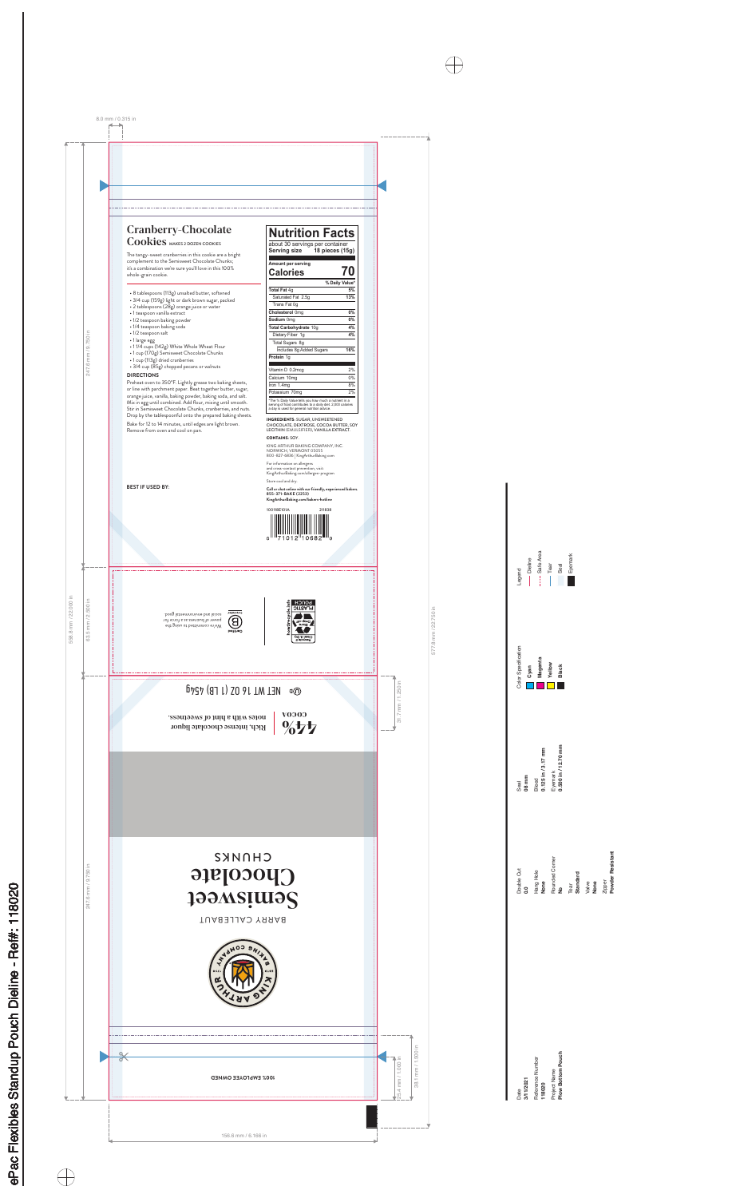# ePac Flexibles Standup Pouch Dieline - Ref#: 118020

8.0 mm / 0.315 in

## Cranberry-Chocolate Cookies

MAKES 2 DOZEN COOKIES

The tangy-sweet cranberries in this cookie are a bright complement to the Semisweet Chocolate Chunks; it's a combination we're sure you'll love in this 100% whole-grain cookie.

- 8 tablespoons (113g) unsalted butter, softened
- 3/4 cup (159g) light or dark brown sugar, packed
- 2 tablespoons (28g) orange juice or water
- 1 teaspoon vanilla extract
- 1/2 teaspoon baking powder
- 1/4 teaspoon baking soda
- 1/2 teaspoon salt
- 1 large egg
- 1 1/4 cups (142g) White Whole Wheat Flour
- 1 cup (170g) Semisweet Chocolate Chunks
- 1 cup (113g) dried cranberries
- 3/4 cup (85g) chopped pecans or walnuts

### DIRECTIONS

Preheat oven to 350°F. Lightly grease two baking sheets, or line with parchment paper. Beat together butter, sugar, orange juice, vanilla, baking powder, baking soda, and salt. Mix in egg until combined. Add flour, mixing until smooth. Stir in Semisweet Chocolate Chunks, cranberries, and nuts. Drop by the tablespoonful onto the prepared baking sheets.

Bake for 12 to 14 minutes, until edges are light brown. Remove from oven and cool on pan.

**BEST IF USED BY:**

## Nutrition Facts

about 30 servings per container

**Serving size 18 pieces (15g)**

| Amount per serving | |
|---|---|
| **Calories** | **70** |
| | **% Daily Value*** |
| **Total Fat** 4g | **5%** |
| Saturated Fat 2.5g | **13%** |
| *Trans* Fat 0g | |
| **Cholesterol** 0mg | **0%** |
| **Sodium** 0mg | **0%** |
| **Total Carbohydrate** 10g | **4%** |
| Dietary Fiber 1g | **4%** |
| Total Sugars 8g | |
| Includes 8g Added Sugars | **16%** |
| **Protein** 1g | |
| Vitamin D 0.2mcg | 2% |
| Calcium 10mg | 0% |
| Iron 1.4mg | 8% |
| Potassium 70mg | 2% |

*The % Daily Value tells you how much a nutrient in a serving of food contributes to a daily diet. 2,000 calories a day is used for general nutrition advice.

**INGREDIENTS**: SUGAR, UNSWEETENED CHOCOLATE, DEXTROSE, COCOA BUTTER, SOY LECITHIN (EMULSIFIER), VANILLA EXTRACT.

**CONTAINS**: SOY.

KING ARTHUR BAKING COMPANY, INC.
NORWICH, VERMONT 05055
800-827-6836 | KingArthurBaking.com

For information on allergens and cross-contact prevention, visit: KingArthurBaking.com/allergen-program

Store cool and dry.

**Call or chat online with our friendly, experienced bakers. 855-371-BAKE (2253)**
**KingArthurBaking.com/bakers-hotline**

100188E101A 211838

0 71012 10682 0

We're committed to using the power of business as a force for social and environmental good.

Certified B Corporation

how2recycle.info — PLASTIC POUCH — Store Drop-off — Recycle if Clean & Dry

NET WT 16 OZ (1 LB) 454g

44% COCOA — Rich, intense chocolate liquor notes with a hint of sweetness.

BARRY CALLEBAUT

# Semisweet Chocolate

CHUNKS

KING ARTHUR BAKING COMPANY

100% EMPLOYEE OWNED

247.6 mm / 9.750 in

558.8 mm / 22.000 in

63.5 mm / 2.500 in

247.6 mm / 9.750 in

577.8 mm / 22.750 in

31.7 mm / 1.250 in

25.4 mm / 1.000 in

38.1 mm / 1.500 in

156.6 mm / 6.166 in

Date
**3/1/2021**

Reference Number
**118020**

Project Name
**Flow Bottom Pouch**

Double Cut
**0.0**

Hang Hole
**None**

Rounded Corner
**No**

Tear
**Standard**

Valve
**None**

Zipper
**Powder Resistant**

Seal
**08 mm**

Bleed
**0.125 in / 3.17 mm**

Eyemark
**0.500 in / 12.70 mm**

Color Specification
- **Cyan**
- **Magenta**
- **Yellow**
- **Black**

Legend
- Dieline
- Safe Area
- Tear
- Seal
- Eyemark